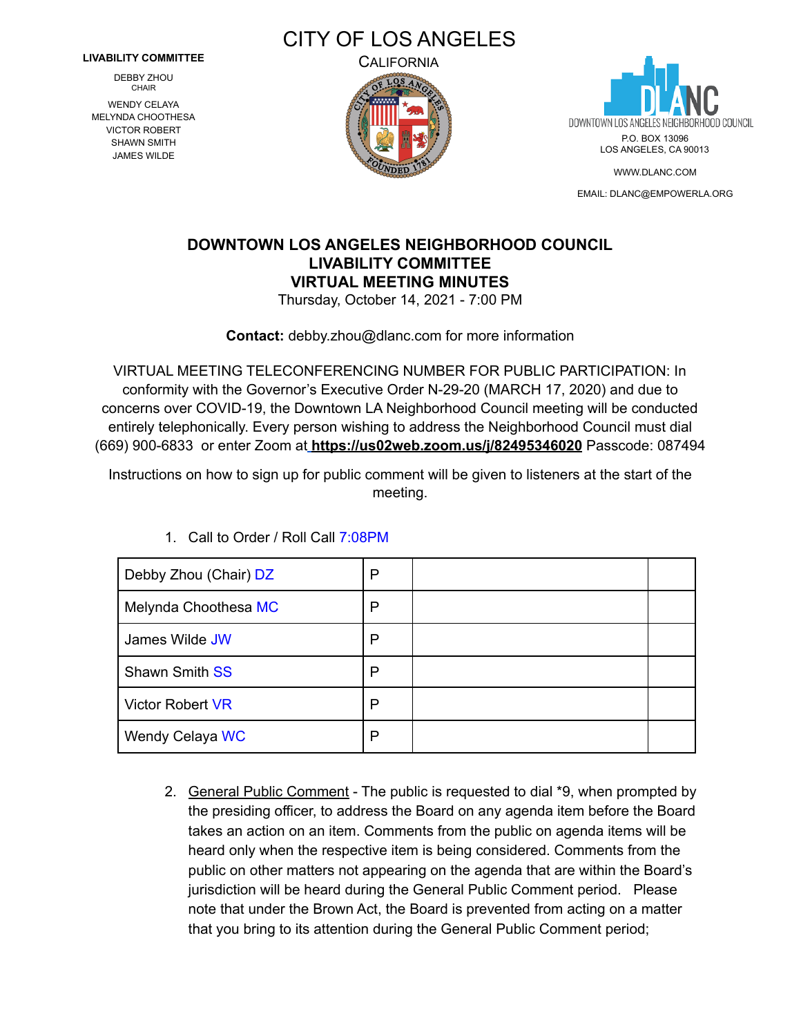**LIVABILITY COMMITTEE**

DEBBY ZHOU
CHAIR

WENDY CELAYA
MELYNDA CHOOTHESA
VICTOR ROBERT
SHAWN SMITH
JAMES WILDE

CITY OF LOS ANGELES

CALIFORNIA

DOWNTOWN LOS ANGELES NEIGHBORHOOD COUNCIL
P.O. BOX 13096
LOS ANGELES, CA 90013

WWW.DLANC.COM

EMAIL: DLANC@EMPOWERLA.ORG

# DOWNTOWN LOS ANGELES NEIGHBORHOOD COUNCIL
## LIVABILITY COMMITTEE
## VIRTUAL MEETING MINUTES

Thursday, October 14, 2021 - 7:00 PM

**Contact:** debby.zhou@dlanc.com for more information

VIRTUAL MEETING TELECONFERENCING NUMBER FOR PUBLIC PARTICIPATION: In conformity with the Governor's Executive Order N-29-20 (MARCH 17, 2020) and due to concerns over COVID-19, the Downtown LA Neighborhood Council meeting will be conducted entirely telephonically. Every person wishing to address the Neighborhood Council must dial (669) 900-6833 or enter Zoom at **https://us02web.zoom.us/j/82495346020** Passcode: 087494

Instructions on how to sign up for public comment will be given to listeners at the start of the meeting.

1. Call to Order / Roll Call 7:08PM

| | | | |
|---|---|---|---|
| Debby Zhou (Chair) DZ | P | | |
| Melynda Choothesa MC | P | | |
| James Wilde JW | P | | |
| Shawn Smith SS | P | | |
| Victor Robert VR | P | | |
| Wendy Celaya WC | P | | |

2. General Public Comment - The public is requested to dial *9, when prompted by the presiding officer, to address the Board on any agenda item before the Board takes an action on an item. Comments from the public on agenda items will be heard only when the respective item is being considered. Comments from the public on other matters not appearing on the agenda that are within the Board's jurisdiction will be heard during the General Public Comment period. Please note that under the Brown Act, the Board is prevented from acting on a matter that you bring to its attention during the General Public Comment period;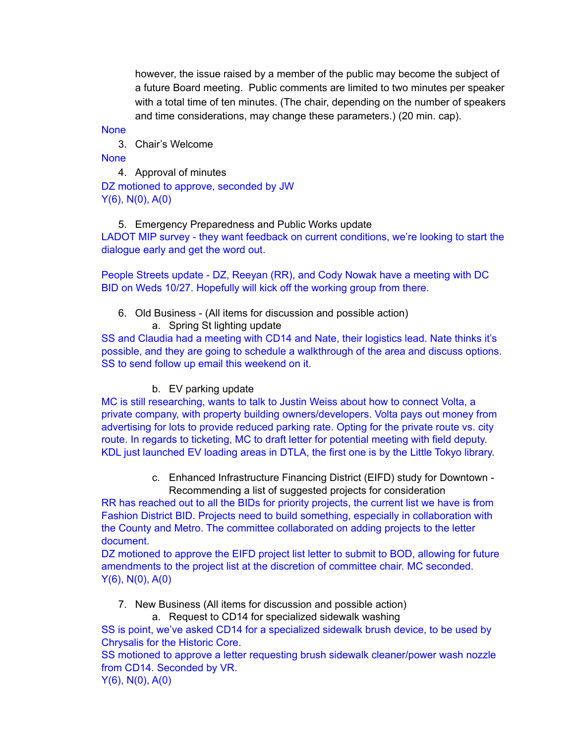however, the issue raised by a member of the public may become the subject of a future Board meeting. Public comments are limited to two minutes per speaker with a total time of ten minutes. (The chair, depending on the number of speakers and time considerations, may change these parameters.) (20 min. cap).

None

3. Chair's Welcome

None

4. Approval of minutes

DZ motioned to approve, seconded by JW
Y(6), N(0), A(0)

5. Emergency Preparedness and Public Works update

LADOT MIP survey - they want feedback on current conditions, we're looking to start the dialogue early and get the word out.

People Streets update - DZ, Reeyan (RR), and Cody Nowak have a meeting with DC BID on Weds 10/27. Hopefully will kick off the working group from there.

6. Old Business - (All items for discussion and possible action)
   a. Spring St lighting update

SS and Claudia had a meeting with CD14 and Nate, their logistics lead. Nate thinks it's possible, and they are going to schedule a walkthrough of the area and discuss options. SS to send follow up email this weekend on it.

   b. EV parking update

MC is still researching, wants to talk to Justin Weiss about how to connect Volta, a private company, with property building owners/developers. Volta pays out money from advertising for lots to provide reduced parking rate. Opting for the private route vs. city route. In regards to ticketing, MC to draft letter for potential meeting with field deputy. KDL just launched EV loading areas in DTLA, the first one is by the Little Tokyo library.

   c. Enhanced Infrastructure Financing District (EIFD) study for Downtown - Recommending a list of suggested projects for consideration

RR has reached out to all the BIDs for priority projects, the current list we have is from Fashion District BID. Projects need to build something, especially in collaboration with the County and Metro. The committee collaborated on adding projects to the letter document.
DZ motioned to approve the EIFD project list letter to submit to BOD, allowing for future amendments to the project list at the discretion of committee chair. MC seconded.
Y(6), N(0), A(0)

7. New Business (All items for discussion and possible action)
   a. Request to CD14 for specialized sidewalk washing

SS is point, we've asked CD14 for a specialized sidewalk brush device, to be used by Chrysalis for the Historic Core.
SS motioned to approve a letter requesting brush sidewalk cleaner/power wash nozzle from CD14. Seconded by VR.
Y(6), N(0), A(0)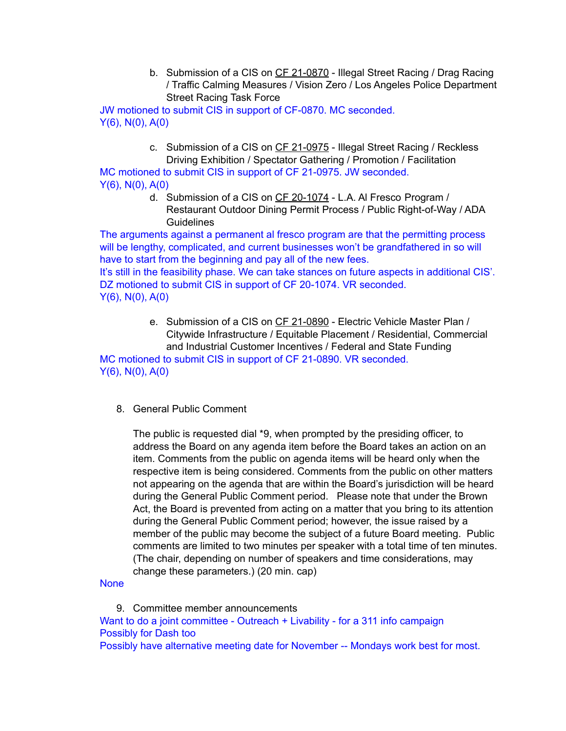b. Submission of a CIS on CF 21-0870 - Illegal Street Racing / Drag Racing / Traffic Calming Measures / Vision Zero / Los Angeles Police Department Street Racing Task Force

JW motioned to submit CIS in support of CF-0870. MC seconded.
Y(6), N(0), A(0)

c. Submission of a CIS on CF 21-0975 - Illegal Street Racing / Reckless Driving Exhibition / Spectator Gathering / Promotion / Facilitation

MC motioned to submit CIS in support of CF 21-0975. JW seconded.
Y(6), N(0), A(0)

d. Submission of a CIS on CF 20-1074 - L.A. Al Fresco Program / Restaurant Outdoor Dining Permit Process / Public Right-of-Way / ADA Guidelines

The arguments against a permanent al fresco program are that the permitting process will be lengthy, complicated, and current businesses won't be grandfathered in so will have to start from the beginning and pay all of the new fees.
It's still in the feasibility phase. We can take stances on future aspects in additional CIS'.
DZ motioned to submit CIS in support of CF 20-1074. VR seconded.
Y(6), N(0), A(0)

e. Submission of a CIS on CF 21-0890 - Electric Vehicle Master Plan / Citywide Infrastructure / Equitable Placement / Residential, Commercial and Industrial Customer Incentives / Federal and State Funding

MC motioned to submit CIS in support of CF 21-0890. VR seconded.
Y(6), N(0), A(0)

8. General Public Comment

   The public is requested dial *9, when prompted by the presiding officer, to address the Board on any agenda item before the Board takes an action on an item. Comments from the public on agenda items will be heard only when the respective item is being considered. Comments from the public on other matters not appearing on the agenda that are within the Board's jurisdiction will be heard during the General Public Comment period. Please note that under the Brown Act, the Board is prevented from acting on a matter that you bring to its attention during the General Public Comment period; however, the issue raised by a member of the public may become the subject of a future Board meeting. Public comments are limited to two minutes per speaker with a total time of ten minutes. (The chair, depending on number of speakers and time considerations, may change these parameters.) (20 min. cap)

None

9. Committee member announcements

Want to do a joint committee - Outreach + Livability - for a 311 info campaign
Possibly for Dash too
Possibly have alternative meeting date for November -- Mondays work best for most.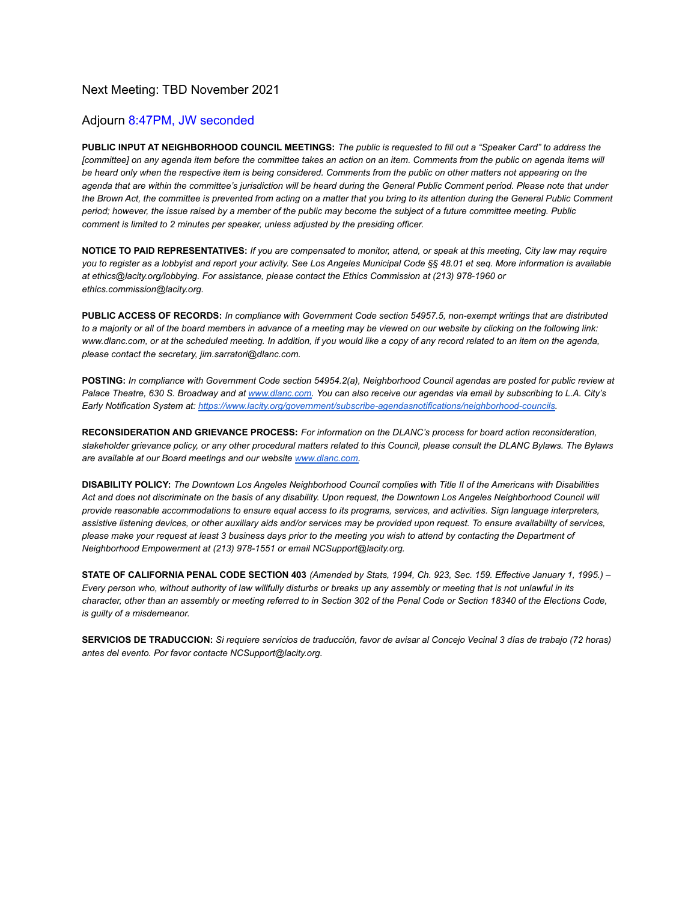Next Meeting: TBD November 2021

Adjourn 8:47PM, JW seconded

**PUBLIC INPUT AT NEIGHBORHOOD COUNCIL MEETINGS:** *The public is requested to fill out a "Speaker Card" to address the [committee] on any agenda item before the committee takes an action on an item. Comments from the public on agenda items will be heard only when the respective item is being considered. Comments from the public on other matters not appearing on the agenda that are within the committee's jurisdiction will be heard during the General Public Comment period. Please note that under the Brown Act, the committee is prevented from acting on a matter that you bring to its attention during the General Public Comment period; however, the issue raised by a member of the public may become the subject of a future committee meeting. Public comment is limited to 2 minutes per speaker, unless adjusted by the presiding officer.*

**NOTICE TO PAID REPRESENTATIVES:** *If you are compensated to monitor, attend, or speak at this meeting, City law may require you to register as a lobbyist and report your activity. See Los Angeles Municipal Code §§ 48.01 et seq. More information is available at ethics@lacity.org/lobbying. For assistance, please contact the Ethics Commission at (213) 978-1960 or ethics.commission@lacity.org.*

**PUBLIC ACCESS OF RECORDS:** *In compliance with Government Code section 54957.5, non-exempt writings that are distributed to a majority or all of the board members in advance of a meeting may be viewed on our website by clicking on the following link: www.dlanc.com, or at the scheduled meeting. In addition, if you would like a copy of any record related to an item on the agenda, please contact the secretary, jim.sarratori@dlanc.com.*

**POSTING:** *In compliance with Government Code section 54954.2(a), Neighborhood Council agendas are posted for public review at Palace Theatre, 630 S. Broadway and at [www.dlanc.com](http://www.dlanc.com). You can also receive our agendas via email by subscribing to L.A. City's Early Notification System at: [https://www.lacity.org/government/subscribe-agendasnotifications/neighborhood-councils](https://www.lacity.org/government/subscribe-agendasnotifications/neighborhood-councils).*

**RECONSIDERATION AND GRIEVANCE PROCESS:** *For information on the DLANC's process for board action reconsideration, stakeholder grievance policy, or any other procedural matters related to this Council, please consult the DLANC Bylaws. The Bylaws are available at our Board meetings and our website [www.dlanc.com](http://www.dlanc.com).*

**DISABILITY POLICY:** *The Downtown Los Angeles Neighborhood Council complies with Title II of the Americans with Disabilities Act and does not discriminate on the basis of any disability. Upon request, the Downtown Los Angeles Neighborhood Council will provide reasonable accommodations to ensure equal access to its programs, services, and activities. Sign language interpreters, assistive listening devices, or other auxiliary aids and/or services may be provided upon request. To ensure availability of services, please make your request at least 3 business days prior to the meeting you wish to attend by contacting the Department of Neighborhood Empowerment at (213) 978-1551 or email NCSupport@lacity.org.*

**STATE OF CALIFORNIA PENAL CODE SECTION 403** *(Amended by Stats, 1994, Ch. 923, Sec. 159. Effective January 1, 1995.) – Every person who, without authority of law willfully disturbs or breaks up any assembly or meeting that is not unlawful in its character, other than an assembly or meeting referred to in Section 302 of the Penal Code or Section 18340 of the Elections Code, is guilty of a misdemeanor.*

**SERVICIOS DE TRADUCCION:** *Si requiere servicios de traducción, favor de avisar al Concejo Vecinal 3 días de trabajo (72 horas) antes del evento. Por favor contacte NCSupport@lacity.org.*